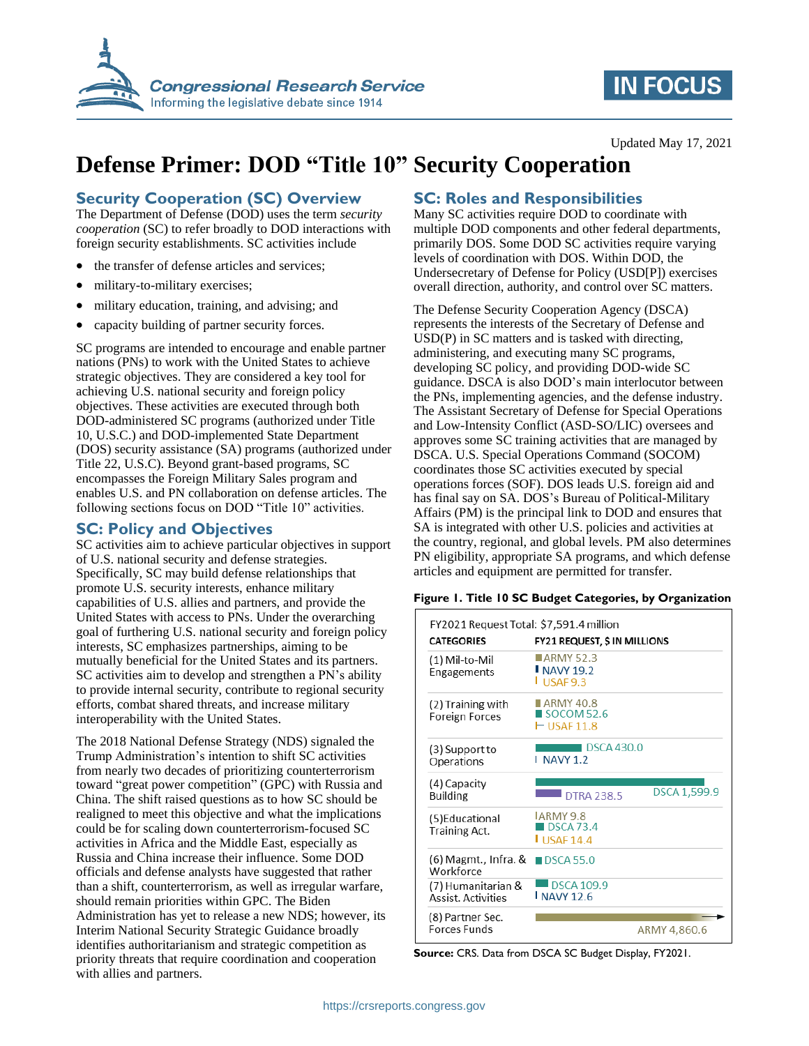Updated May 17, 2021

# Defense Primer: DOD "Title 10" Security Cooperation

## Security Cooperation (SC) Overview

The Department of Defense (DOD) uses the term *security cooperation* (SC) to refer broadly to DOD interactions with foreign security establishments. SC activities include

- the transfer of defense articles and services;
- military-to-military exercises;
- military education, training, and advising; and
- capacity building of partner security forces.

SC programs are intended to encourage and enable partner nations (PNs) to work with the United States to achieve strategic objectives. They are considered a key tool for achieving U.S. national security and foreign policy objectives. These activities are executed through both DOD-administered SC programs (authorized under Title 10, U.S.C.) and DOD-implemented State Department (DOS) security assistance (SA) programs (authorized under Title 22, U.S.C). Beyond grant-based programs, SC encompasses the Foreign Military Sales program and enables U.S. and PN collaboration on defense articles. The following sections focus on DOD "Title 10" activities.

## SC: Policy and Objectives

SC activities aim to achieve particular objectives in support of U.S. national security and defense strategies. Specifically, SC may build defense relationships that promote U.S. security interests, enhance military capabilities of U.S. allies and partners, and provide the United States with access to PNs. Under the overarching goal of furthering U.S. national security and foreign policy interests, SC emphasizes partnerships, aiming to be mutually beneficial for the United States and its partners. SC activities aim to develop and strengthen a PN's ability to provide internal security, contribute to regional security efforts, combat shared threats, and increase military interoperability with the United States.

The 2018 National Defense Strategy (NDS) signaled the Trump Administration's intention to shift SC activities from nearly two decades of prioritizing counterterrorism toward "great power competition" (GPC) with Russia and China. The shift raised questions as to how SC should be realigned to meet this objective and what the implications could be for scaling down counterterrorism-focused SC activities in Africa and the Middle East, especially as Russia and China increase their influence. Some DOD officials and defense analysts have suggested that rather than a shift, counterterrorism, as well as irregular warfare, should remain priorities within GPC. The Biden Administration has yet to release a new NDS; however, its Interim National Security Strategic Guidance broadly identifies authoritarianism and strategic competition as priority threats that require coordination and cooperation with allies and partners.

## SC: Roles and Responsibilities

Many SC activities require DOD to coordinate with multiple DOD components and other federal departments, primarily DOS. Some DOD SC activities require varying levels of coordination with DOS. Within DOD, the Undersecretary of Defense for Policy (USD[P]) exercises overall direction, authority, and control over SC matters.

The Defense Security Cooperation Agency (DSCA) represents the interests of the Secretary of Defense and USD(P) in SC matters and is tasked with directing, administering, and executing many SC programs, developing SC policy, and providing DOD-wide SC guidance. DSCA is also DOD's main interlocutor between the PNs, implementing agencies, and the defense industry. The Assistant Secretary of Defense for Special Operations and Low-Intensity Conflict (ASD-SO/LIC) oversees and approves some SC training activities that are managed by DSCA. U.S. Special Operations Command (SOCOM) coordinates those SC activities executed by special operations forces (SOF). DOS leads U.S. foreign aid and has final say on SA. DOS's Bureau of Political-Military Affairs (PM) is the principal link to DOD and ensures that SA is integrated with other U.S. policies and activities at the country, regional, and global levels. PM also determines PN eligibility, appropriate SA programs, and which defense articles and equipment are permitted for transfer.

**Figure 1. Title 10 SC Budget Categories, by Organization**

FY2021 Request Total: $7,591.4 million

| CATEGORIES | FY21 REQUEST, $ IN MILLIONS |
| --- | --- |
| (1) Mil-to-Mil Engagements | ARMY 52.3; NAVY 19.2; USAF 9.3 |
| (2) Training with Foreign Forces | ARMY 40.8; SOCOM 52.6; USAF 11.8 |
| (3) Support to Operations | DSCA 430.0; NAVY 1.2 |
| (4) Capacity Building | DSCA 1,599.9; DTRA 238.5 |
| (5)Educational Training Act. | ARMY 9.8; DSCA 73.4; USAF 14.4 |
| (6) Magmt., Infra. & Workforce | DSCA 55.0 |
| (7) Humanitarian & Assist. Activities | DSCA 109.9; NAVY 12.6 |
| (8) Partner Sec. Forces Funds | ARMY 4,860.6 |

**Source:** CRS. Data from DSCA SC Budget Display, FY2021.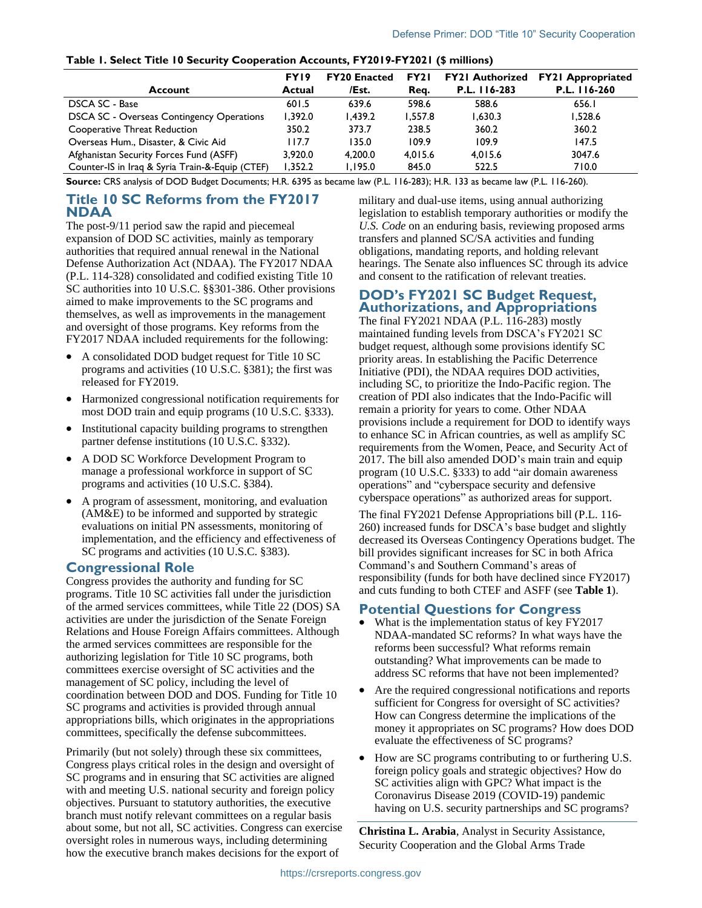**Table 1. Select Title 10 Security Cooperation Accounts, FY2019-FY2021 ($ millions)**

| Account | FY19 Actual | FY20 Enacted /Est. | FY21 Req. | FY21 Authorized P.L. 116-283 | FY21 Appropriated P.L. 116-260 |
|---|---|---|---|---|---|
| DSCA SC - Base | 601.5 | 639.6 | 598.6 | 588.6 | 656.1 |
| DSCA SC - Overseas Contingency Operations | 1,392.0 | 1,439.2 | 1,557.8 | 1,630.3 | 1,528.6 |
| Cooperative Threat Reduction | 350.2 | 373.7 | 238.5 | 360.2 | 360.2 |
| Overseas Hum., Disaster, & Civic Aid | 117.7 | 135.0 | 109.9 | 109.9 | 147.5 |
| Afghanistan Security Forces Fund (ASFF) | 3,920.0 | 4,200.0 | 4,015.6 | 4,015.6 | 3047.6 |
| Counter-IS in Iraq & Syria Train-&-Equip (CTEF) | 1,352.2 | 1,195.0 | 845.0 | 522.5 | 710.0 |

**Source:** CRS analysis of DOD Budget Documents; H.R. 6395 as became law (P.L. 116-283); H.R. 133 as became law (P.L. 116-260).

## Title 10 SC Reforms from the FY2017 NDAA

The post-9/11 period saw the rapid and piecemeal expansion of DOD SC activities, mainly as temporary authorities that required annual renewal in the National Defense Authorization Act (NDAA). The FY2017 NDAA (P.L. 114-328) consolidated and codified existing Title 10 SC authorities into 10 U.S.C. §§301-386. Other provisions aimed to make improvements to the SC programs and themselves, as well as improvements in the management and oversight of those programs. Key reforms from the FY2017 NDAA included requirements for the following:

- A consolidated DOD budget request for Title 10 SC programs and activities (10 U.S.C. §381); the first was released for FY2019.
- Harmonized congressional notification requirements for most DOD train and equip programs (10 U.S.C. §333).
- Institutional capacity building programs to strengthen partner defense institutions (10 U.S.C. §332).
- A DOD SC Workforce Development Program to manage a professional workforce in support of SC programs and activities (10 U.S.C. §384).
- A program of assessment, monitoring, and evaluation (AM&E) to be informed and supported by strategic evaluations on initial PN assessments, monitoring of implementation, and the efficiency and effectiveness of SC programs and activities (10 U.S.C. §383).

## Congressional Role

Congress provides the authority and funding for SC programs. Title 10 SC activities fall under the jurisdiction of the armed services committees, while Title 22 (DOS) SA activities are under the jurisdiction of the Senate Foreign Relations and House Foreign Affairs committees. Although the armed services committees are responsible for the authorizing legislation for Title 10 SC programs, both committees exercise oversight of SC activities and the management of SC policy, including the level of coordination between DOD and DOS. Funding for Title 10 SC programs and activities is provided through annual appropriations bills, which originates in the appropriations committees, specifically the defense subcommittees.

Primarily (but not solely) through these six committees, Congress plays critical roles in the design and oversight of SC programs and in ensuring that SC activities are aligned with and meeting U.S. national security and foreign policy objectives. Pursuant to statutory authorities, the executive branch must notify relevant committees on a regular basis about some, but not all, SC activities. Congress can exercise oversight roles in numerous ways, including determining how the executive branch makes decisions for the export of military and dual-use items, using annual authorizing legislation to establish temporary authorities or modify the *U.S. Code* on an enduring basis, reviewing proposed arms transfers and planned SC/SA activities and funding obligations, mandating reports, and holding relevant hearings. The Senate also influences SC through its advice and consent to the ratification of relevant treaties.

## DOD's FY2021 SC Budget Request, Authorizations, and Appropriations

The final FY2021 NDAA (P.L. 116-283) mostly maintained funding levels from DSCA's FY2021 SC budget request, although some provisions identify SC priority areas. In establishing the Pacific Deterrence Initiative (PDI), the NDAA requires DOD activities, including SC, to prioritize the Indo-Pacific region. The creation of PDI also indicates that the Indo-Pacific will remain a priority for years to come. Other NDAA provisions include a requirement for DOD to identify ways to enhance SC in African countries, as well as amplify SC requirements from the Women, Peace, and Security Act of 2017. The bill also amended DOD's main train and equip program (10 U.S.C. §333) to add "air domain awareness operations" and "cyberspace security and defensive cyberspace operations" as authorized areas for support.

The final FY2021 Defense Appropriations bill (P.L. 116-260) increased funds for DSCA's base budget and slightly decreased its Overseas Contingency Operations budget. The bill provides significant increases for SC in both Africa Command's and Southern Command's areas of responsibility (funds for both have declined since FY2017) and cuts funding to both CTEF and ASFF (see **Table 1**).

## Potential Questions for Congress

- What is the implementation status of key FY2017 NDAA-mandated SC reforms? In what ways have the reforms been successful? What reforms remain outstanding? What improvements can be made to address SC reforms that have not been implemented?
- Are the required congressional notifications and reports sufficient for Congress for oversight of SC activities? How can Congress determine the implications of the money it appropriates on SC programs? How does DOD evaluate the effectiveness of SC programs?
- How are SC programs contributing to or furthering U.S. foreign policy goals and strategic objectives? How do SC activities align with GPC? What impact is the Coronavirus Disease 2019 (COVID-19) pandemic having on U.S. security partnerships and SC programs?

**Christina L. Arabia**, Analyst in Security Assistance, Security Cooperation and the Global Arms Trade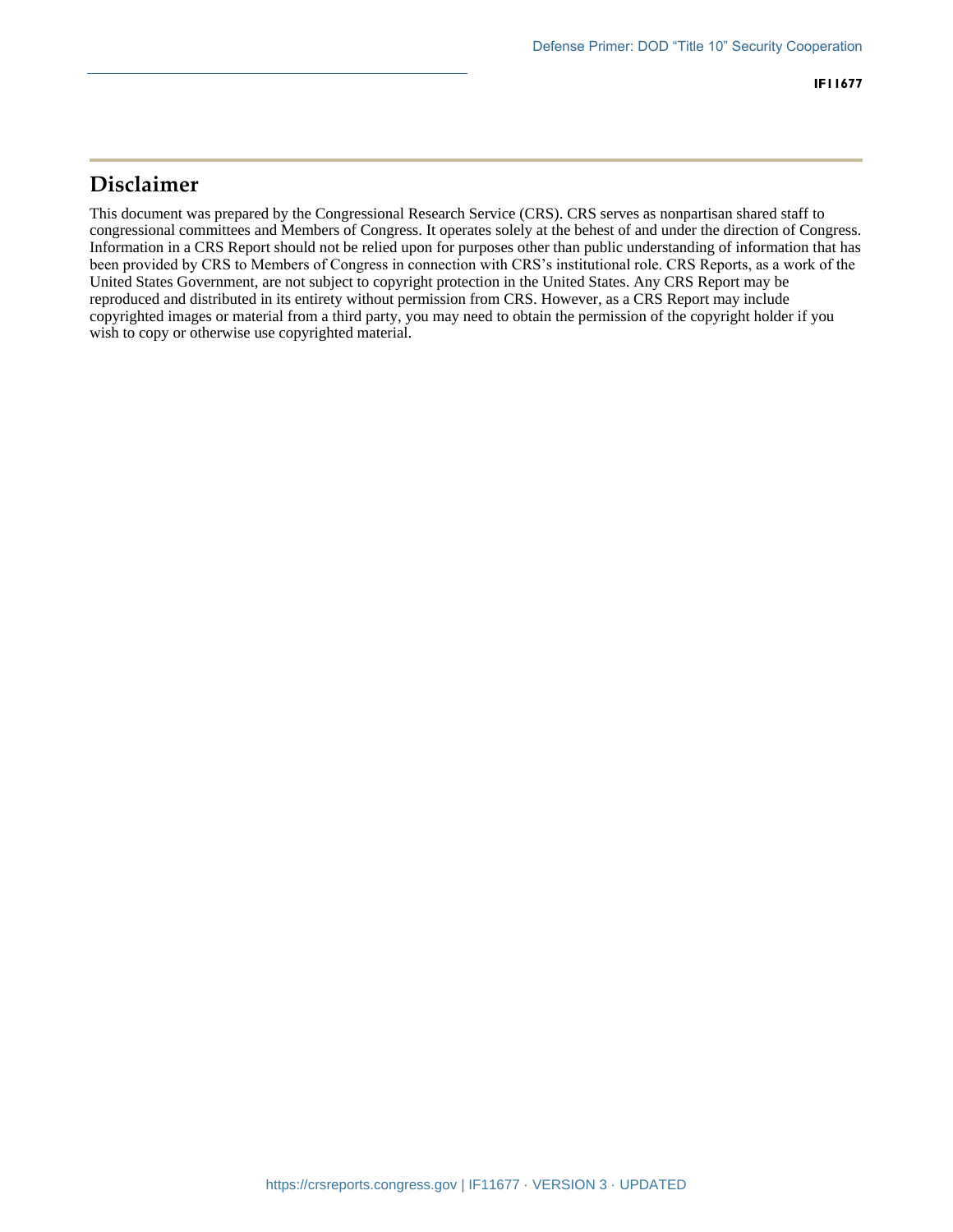## Disclaimer

This document was prepared by the Congressional Research Service (CRS). CRS serves as nonpartisan shared staff to congressional committees and Members of Congress. It operates solely at the behest of and under the direction of Congress. Information in a CRS Report should not be relied upon for purposes other than public understanding of information that has been provided by CRS to Members of Congress in connection with CRS's institutional role. CRS Reports, as a work of the United States Government, are not subject to copyright protection in the United States. Any CRS Report may be reproduced and distributed in its entirety without permission from CRS. However, as a CRS Report may include copyrighted images or material from a third party, you may need to obtain the permission of the copyright holder if you wish to copy or otherwise use copyrighted material.